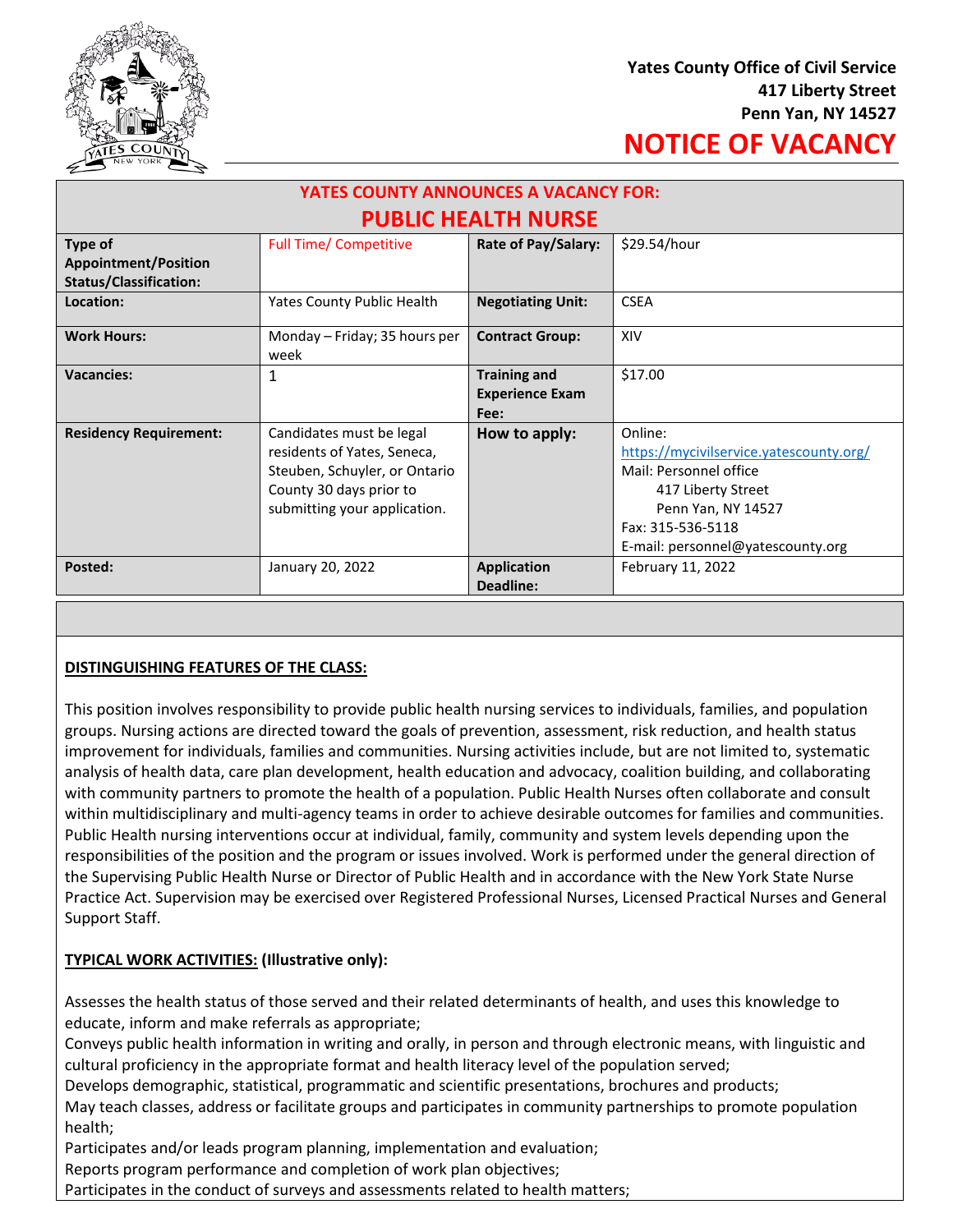**Yates County Office of Civil Service**
**417 Liberty Street**
**Penn Yan, NY 14527**

# NOTICE OF VACANCY

## YATES COUNTY ANNOUNCES A VACANCY FOR:
## PUBLIC HEALTH NURSE

| | | | |
|---|---|---|---|
| **Type of Appointment/Position Status/Classification:** | Full Time/ Competitive | **Rate of Pay/Salary:** | $29.54/hour |
| **Location:** | Yates County Public Health | **Negotiating Unit:** | CSEA |
| **Work Hours:** | Monday – Friday; 35 hours per week | **Contract Group:** | XIV |
| **Vacancies:** | 1 | **Training and Experience Exam Fee:** | $17.00 |
| **Residency Requirement:** | Candidates must be legal residents of Yates, Seneca, Steuben, Schuyler, or Ontario County 30 days prior to submitting your application. | **How to apply:** | Online: https://mycivilservice.yatescounty.org/ Mail: Personnel office 417 Liberty Street Penn Yan, NY 14527 Fax: 315-536-5118 E-mail: personnel@yatescounty.org |
| **Posted:** | January 20, 2022 | **Application Deadline:** | February 11, 2022 |

**DISTINGUISHING FEATURES OF THE CLASS:**

This position involves responsibility to provide public health nursing services to individuals, families, and population groups. Nursing actions are directed toward the goals of prevention, assessment, risk reduction, and health status improvement for individuals, families and communities. Nursing activities include, but are not limited to, systematic analysis of health data, care plan development, health education and advocacy, coalition building, and collaborating with community partners to promote the health of a population. Public Health Nurses often collaborate and consult within multidisciplinary and multi-agency teams in order to achieve desirable outcomes for families and communities. Public Health nursing interventions occur at individual, family, community and system levels depending upon the responsibilities of the position and the program or issues involved. Work is performed under the general direction of the Supervising Public Health Nurse or Director of Public Health and in accordance with the New York State Nurse Practice Act. Supervision may be exercised over Registered Professional Nurses, Licensed Practical Nurses and General Support Staff.

**TYPICAL WORK ACTIVITIES: (Illustrative only):**

Assesses the health status of those served and their related determinants of health, and uses this knowledge to educate, inform and make referrals as appropriate;
Conveys public health information in writing and orally, in person and through electronic means, with linguistic and cultural proficiency in the appropriate format and health literacy level of the population served;
Develops demographic, statistical, programmatic and scientific presentations, brochures and products;
May teach classes, address or facilitate groups and participates in community partnerships to promote population health;
Participates and/or leads program planning, implementation and evaluation;
Reports program performance and completion of work plan objectives;
Participates in the conduct of surveys and assessments related to health matters;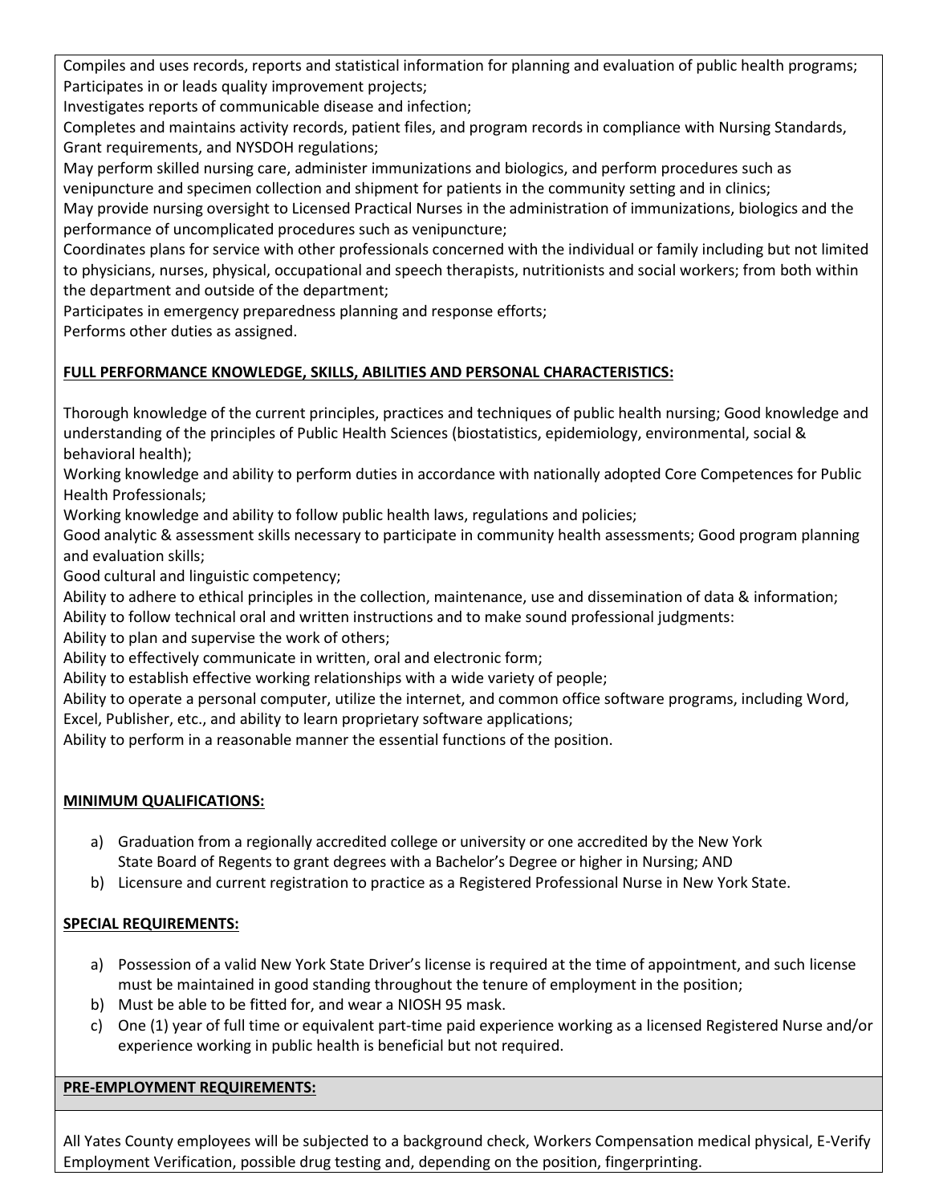Compiles and uses records, reports and statistical information for planning and evaluation of public health programs;
Participates in or leads quality improvement projects;
Investigates reports of communicable disease and infection;
Completes and maintains activity records, patient files, and program records in compliance with Nursing Standards, Grant requirements, and NYSDOH regulations;
May perform skilled nursing care, administer immunizations and biologics, and perform procedures such as venipuncture and specimen collection and shipment for patients in the community setting and in clinics;
May provide nursing oversight to Licensed Practical Nurses in the administration of immunizations, biologics and the performance of uncomplicated procedures such as venipuncture;
Coordinates plans for service with other professionals concerned with the individual or family including but not limited to physicians, nurses, physical, occupational and speech therapists, nutritionists and social workers; from both within the department and outside of the department;
Participates in emergency preparedness planning and response efforts;
Performs other duties as assigned.

**FULL PERFORMANCE KNOWLEDGE, SKILLS, ABILITIES AND PERSONAL CHARACTERISTICS:**

Thorough knowledge of the current principles, practices and techniques of public health nursing; Good knowledge and understanding of the principles of Public Health Sciences (biostatistics, epidemiology, environmental, social & behavioral health);
Working knowledge and ability to perform duties in accordance with nationally adopted Core Competences for Public Health Professionals;
Working knowledge and ability to follow public health laws, regulations and policies;
Good analytic & assessment skills necessary to participate in community health assessments; Good program planning and evaluation skills;
Good cultural and linguistic competency;
Ability to adhere to ethical principles in the collection, maintenance, use and dissemination of data & information;
Ability to follow technical oral and written instructions and to make sound professional judgments:
Ability to plan and supervise the work of others;
Ability to effectively communicate in written, oral and electronic form;
Ability to establish effective working relationships with a wide variety of people;
Ability to operate a personal computer, utilize the internet, and common office software programs, including Word, Excel, Publisher, etc., and ability to learn proprietary software applications;
Ability to perform in a reasonable manner the essential functions of the position.

**MINIMUM QUALIFICATIONS:**

a) Graduation from a regionally accredited college or university or one accredited by the New York State Board of Regents to grant degrees with a Bachelor's Degree or higher in Nursing; AND
b) Licensure and current registration to practice as a Registered Professional Nurse in New York State.

**SPECIAL REQUIREMENTS:**

a) Possession of a valid New York State Driver's license is required at the time of appointment, and such license must be maintained in good standing throughout the tenure of employment in the position;
b) Must be able to be fitted for, and wear a NIOSH 95 mask.
c) One (1) year of full time or equivalent part-time paid experience working as a licensed Registered Nurse and/or experience working in public health is beneficial but not required.

**PRE-EMPLOYMENT REQUIREMENTS:**

All Yates County employees will be subjected to a background check, Workers Compensation medical physical, E-Verify Employment Verification, possible drug testing and, depending on the position, fingerprinting.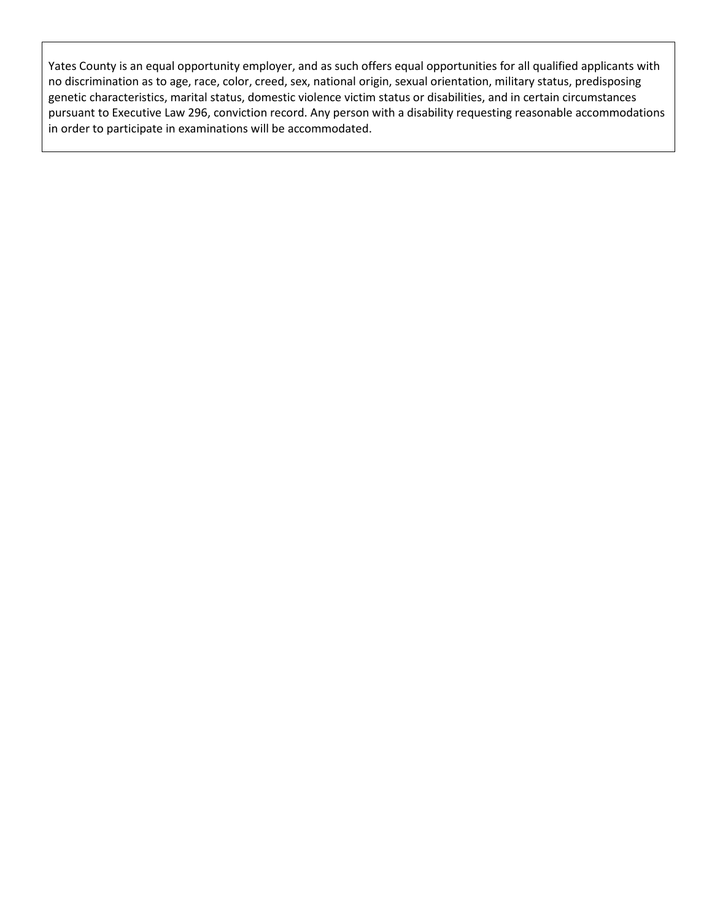Yates County is an equal opportunity employer, and as such offers equal opportunities for all qualified applicants with no discrimination as to age, race, color, creed, sex, national origin, sexual orientation, military status, predisposing genetic characteristics, marital status, domestic violence victim status or disabilities, and in certain circumstances pursuant to Executive Law 296, conviction record. Any person with a disability requesting reasonable accommodations in order to participate in examinations will be accommodated.